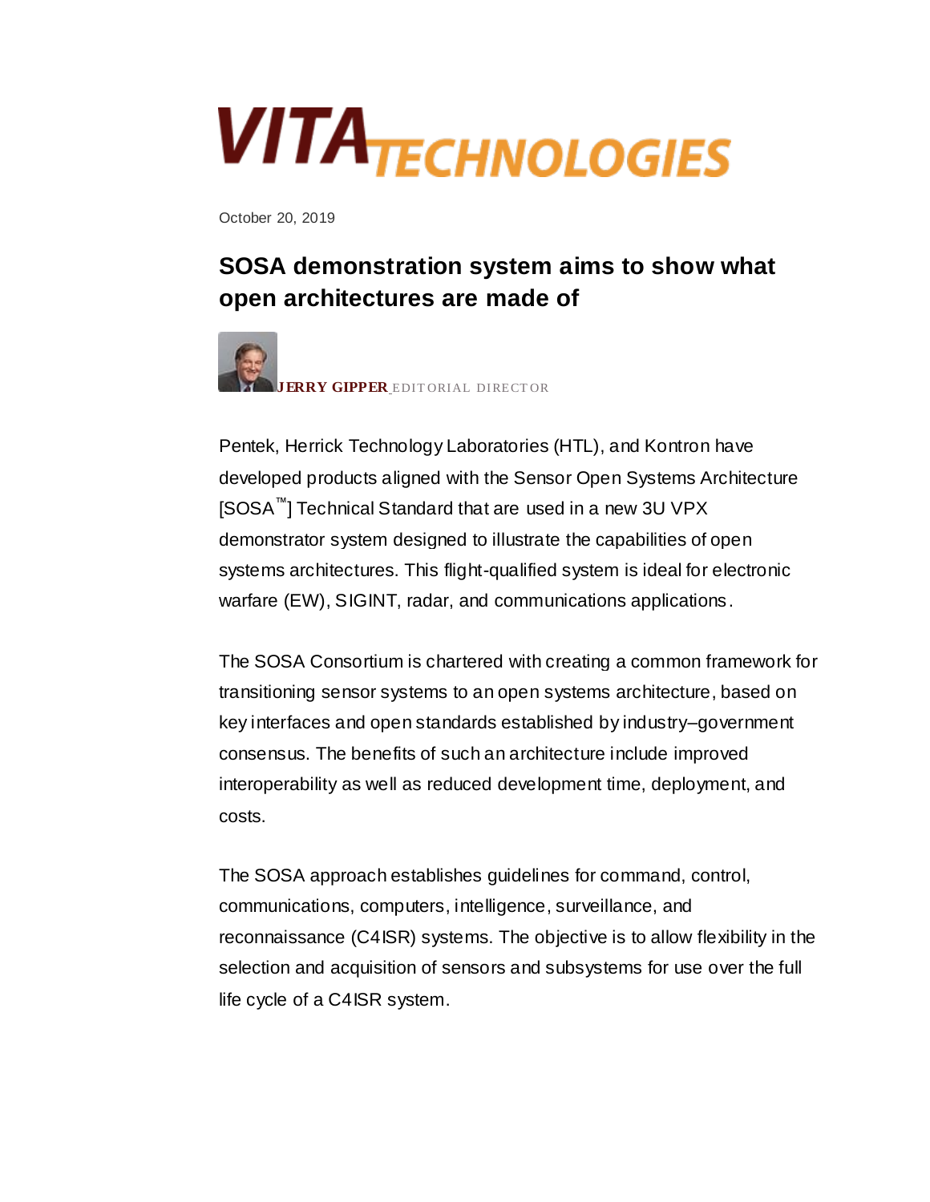VITA TECHNOLOGIES

October 20, 2019

# SOSA demonstration system aims to show what open architectures are made of

**JERRY GIPPER** EDITORIAL DIRECTOR

Pentek, Herrick Technology Laboratories (HTL), and Kontron have developed products aligned with the Sensor Open Systems Architecture [SOSA™] Technical Standard that are used in a new 3U VPX demonstrator system designed to illustrate the capabilities of open systems architectures. This flight-qualified system is ideal for electronic warfare (EW), SIGINT, radar, and communications applications.

The SOSA Consortium is chartered with creating a common framework for transitioning sensor systems to an open systems architecture, based on key interfaces and open standards established by industry–government consensus. The benefits of such an architecture include improved interoperability as well as reduced development time, deployment, and costs.

The SOSA approach establishes guidelines for command, control, communications, computers, intelligence, surveillance, and reconnaissance (C4ISR) systems. The objective is to allow flexibility in the selection and acquisition of sensors and subsystems for use over the full life cycle of a C4ISR system.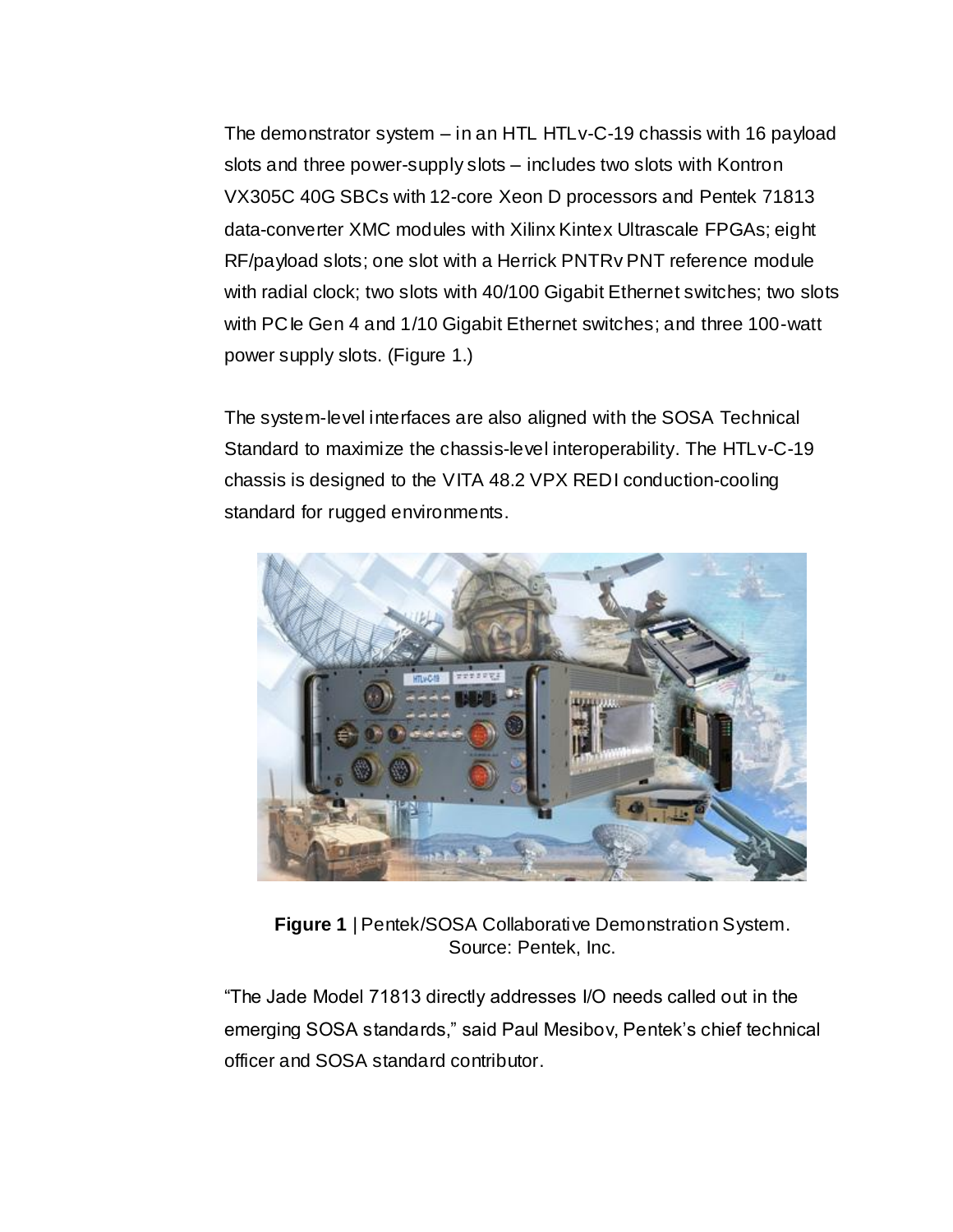The demonstrator system – in an HTL HTLv-C-19 chassis with 16 payload slots and three power-supply slots – includes two slots with Kontron VX305C 40G SBCs with 12-core Xeon D processors and Pentek 71813 data-converter XMC modules with Xilinx Kintex Ultrascale FPGAs; eight RF/payload slots; one slot with a Herrick PNTRv PNT reference module with radial clock; two slots with 40/100 Gigabit Ethernet switches; two slots with PCIe Gen 4 and 1/10 Gigabit Ethernet switches; and three 100-watt power supply slots. (Figure 1.)

The system-level interfaces are also aligned with the SOSA Technical Standard to maximize the chassis-level interoperability. The HTLv-C-19 chassis is designed to the VITA 48.2 VPX REDI conduction-cooling standard for rugged environments.

**Figure 1** | Pentek/SOSA Collaborative Demonstration System. Source: Pentek, Inc.

"The Jade Model 71813 directly addresses I/O needs called out in the emerging SOSA standards," said Paul Mesibov, Pentek's chief technical officer and SOSA standard contributor.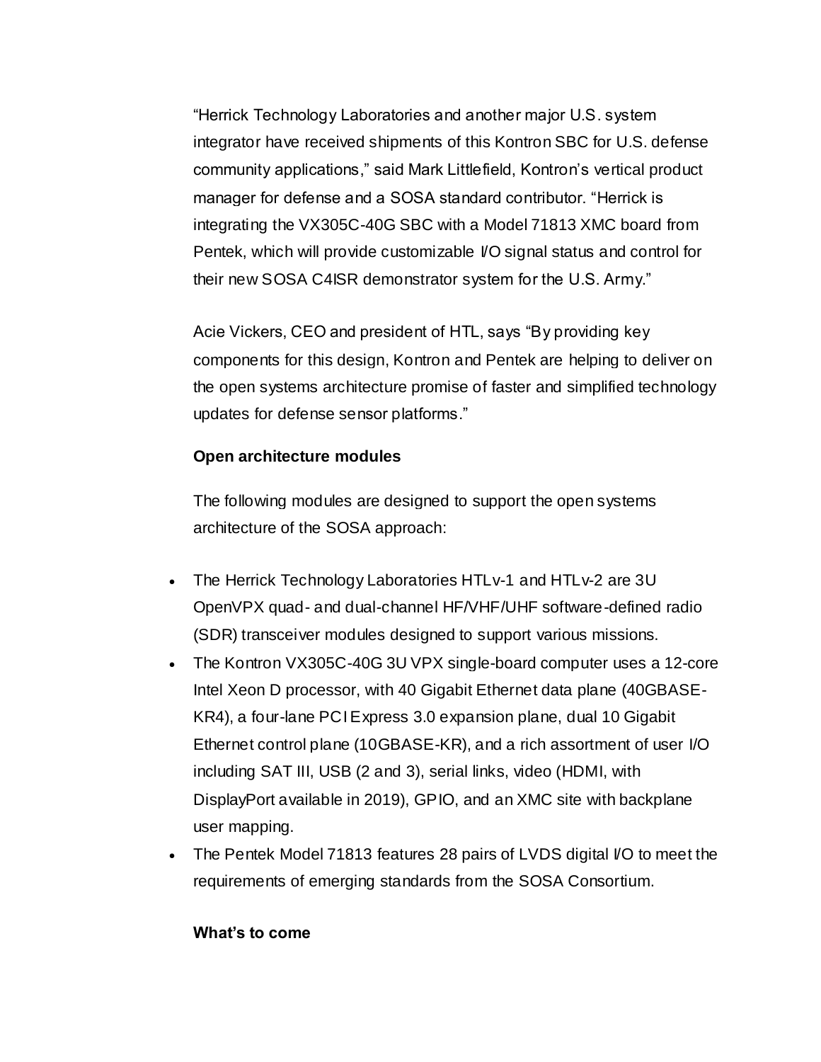"Herrick Technology Laboratories and another major U.S. system integrator have received shipments of this Kontron SBC for U.S. defense community applications," said Mark Littlefield, Kontron's vertical product manager for defense and a SOSA standard contributor. "Herrick is integrating the VX305C-40G SBC with a Model 71813 XMC board from Pentek, which will provide customizable I/O signal status and control for their new SOSA C4ISR demonstrator system for the U.S. Army."

Acie Vickers, CEO and president of HTL, says "By providing key components for this design, Kontron and Pentek are helping to deliver on the open systems architecture promise of faster and simplified technology updates for defense sensor platforms."

**Open architecture modules**

The following modules are designed to support the open systems architecture of the SOSA approach:

- The Herrick Technology Laboratories HTLv-1 and HTLv-2 are 3U OpenVPX quad- and dual-channel HF/VHF/UHF software-defined radio (SDR) transceiver modules designed to support various missions.
- The Kontron VX305C-40G 3U VPX single-board computer uses a 12-core Intel Xeon D processor, with 40 Gigabit Ethernet data plane (40GBASE-KR4), a four-lane PCI Express 3.0 expansion plane, dual 10 Gigabit Ethernet control plane (10GBASE-KR), and a rich assortment of user I/O including SAT III, USB (2 and 3), serial links, video (HDMI, with DisplayPort available in 2019), GPIO, and an XMC site with backplane user mapping.
- The Pentek Model 71813 features 28 pairs of LVDS digital I/O to meet the requirements of emerging standards from the SOSA Consortium.

**What's to come**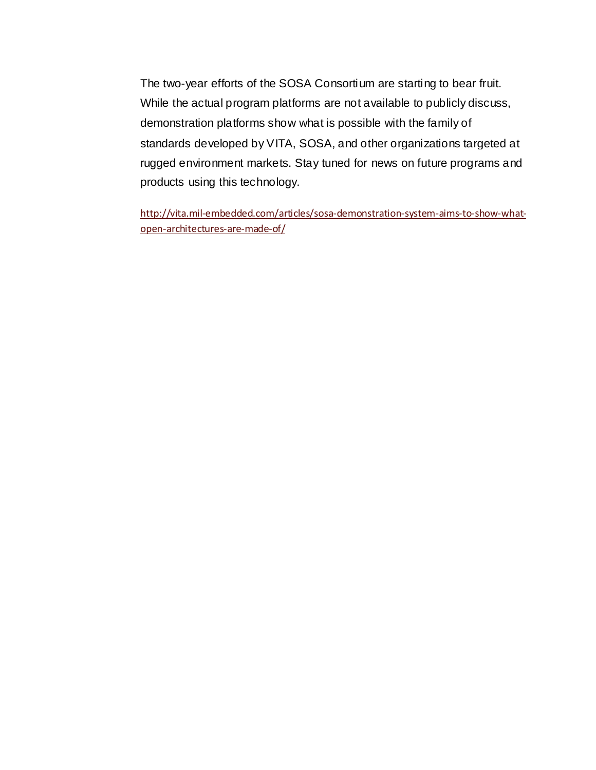The two-year efforts of the SOSA Consortium are starting to bear fruit. While the actual program platforms are not available to publicly discuss, demonstration platforms show what is possible with the family of standards developed by VITA, SOSA, and other organizations targeted at rugged environment markets. Stay tuned for news on future programs and products using this technology.

http://vita.mil-embedded.com/articles/sosa-demonstration-system-aims-to-show-what-open-architectures-are-made-of/